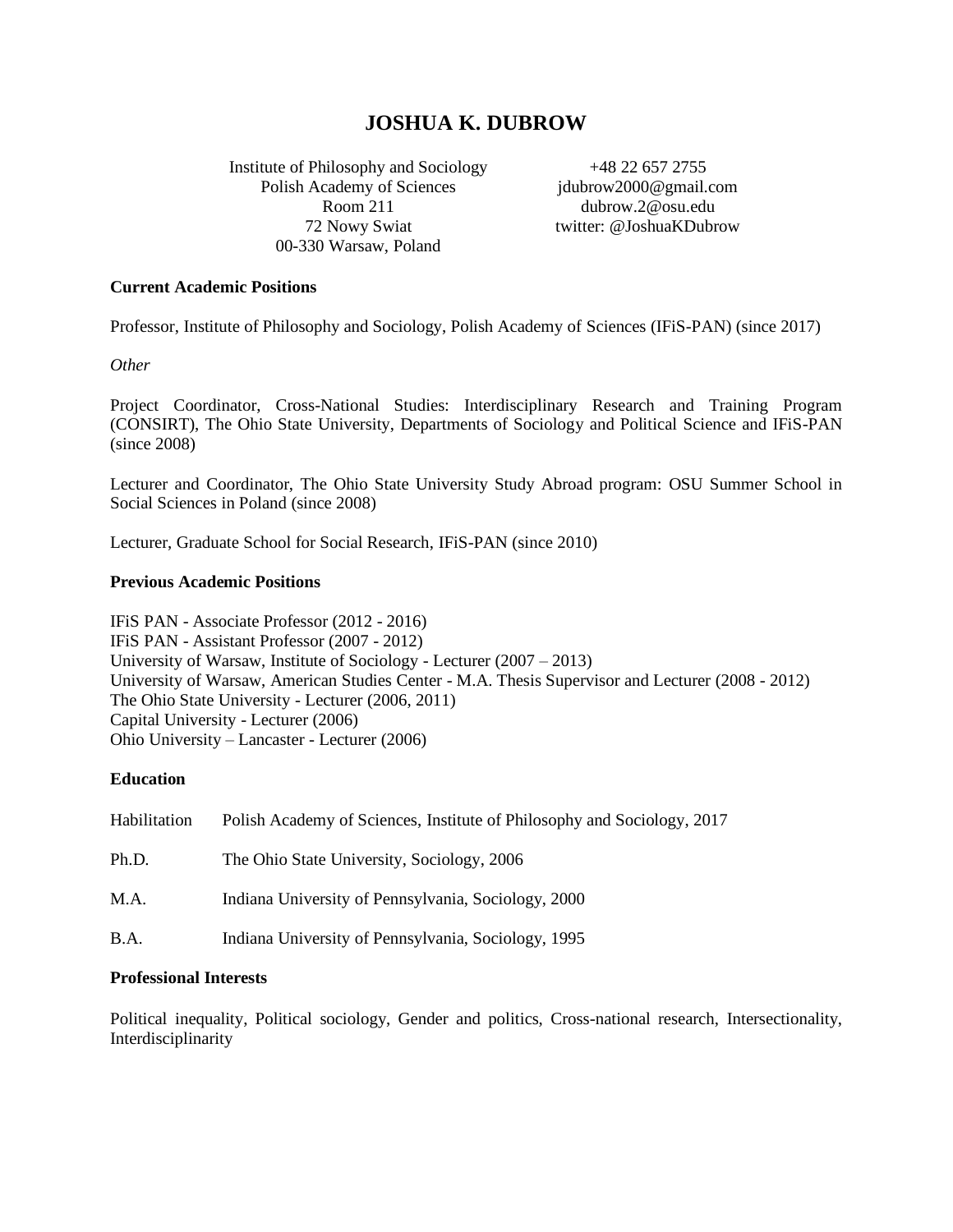# JOSHUA K. DUBROW

Institute of Philosophy and Sociology
Polish Academy of Sciences
Room 211
72 Nowy Swiat
00-330 Warsaw, Poland

+48 22 657 2755
jdubrow2000@gmail.com
dubrow.2@osu.edu
twitter: @JoshuaKDubrow

### Current Academic Positions

Professor, Institute of Philosophy and Sociology, Polish Academy of Sciences (IFiS-PAN) (since 2017)

*Other*

Project Coordinator, Cross-National Studies: Interdisciplinary Research and Training Program (CONSIRT), The Ohio State University, Departments of Sociology and Political Science and IFiS-PAN (since 2008)

Lecturer and Coordinator, The Ohio State University Study Abroad program: OSU Summer School in Social Sciences in Poland (since 2008)

Lecturer, Graduate School for Social Research, IFiS-PAN (since 2010)

### Previous Academic Positions

IFiS PAN - Associate Professor (2012 - 2016)
IFiS PAN - Assistant Professor (2007 - 2012)
University of Warsaw, Institute of Sociology - Lecturer (2007 – 2013)
University of Warsaw, American Studies Center - M.A. Thesis Supervisor and Lecturer (2008 - 2012)
The Ohio State University - Lecturer (2006, 2011)
Capital University - Lecturer (2006)
Ohio University – Lancaster - Lecturer (2006)

### Education

Habilitation — Polish Academy of Sciences, Institute of Philosophy and Sociology, 2017

Ph.D. — The Ohio State University, Sociology, 2006

M.A. — Indiana University of Pennsylvania, Sociology, 2000

B.A. — Indiana University of Pennsylvania, Sociology, 1995

### Professional Interests

Political inequality, Political sociology, Gender and politics, Cross-national research, Intersectionality, Interdisciplinarity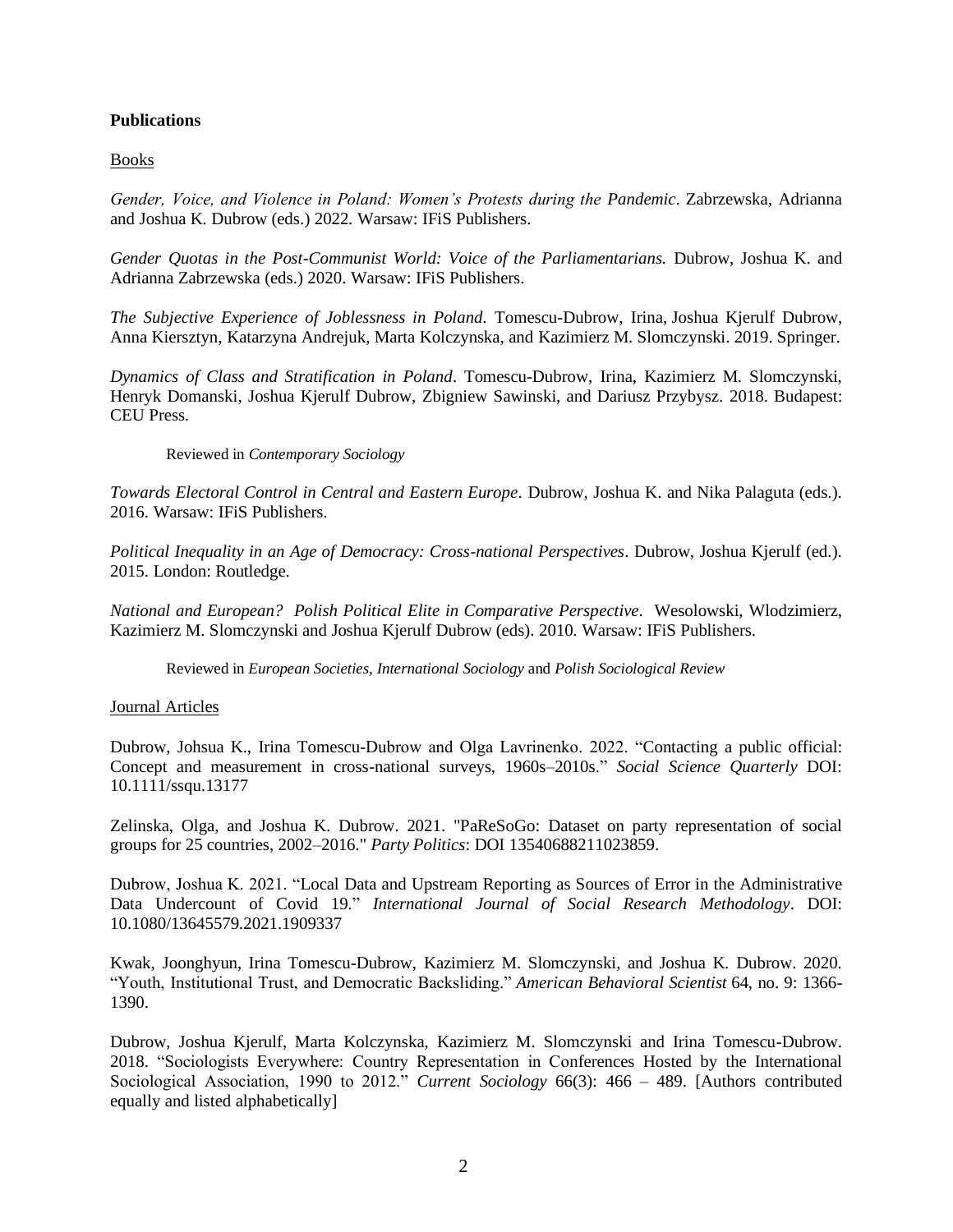**Publications**

Books

*Gender, Voice, and Violence in Poland: Women's Protests during the Pandemic*. Zabrzewska, Adrianna and Joshua K. Dubrow (eds.) 2022. Warsaw: IFiS Publishers.

*Gender Quotas in the Post-Communist World: Voice of the Parliamentarians.* Dubrow, Joshua K. and Adrianna Zabrzewska (eds.) 2020. Warsaw: IFiS Publishers.

*The Subjective Experience of Joblessness in Poland*. Tomescu-Dubrow, Irina, Joshua Kjerulf Dubrow, Anna Kiersztyn, Katarzyna Andrejuk, Marta Kolczynska, and Kazimierz M. Slomczynski. 2019. Springer.

*Dynamics of Class and Stratification in Poland*. Tomescu-Dubrow, Irina, Kazimierz M. Slomczynski, Henryk Domanski, Joshua Kjerulf Dubrow, Zbigniew Sawinski, and Dariusz Przybysz. 2018. Budapest: CEU Press.

Reviewed in *Contemporary Sociology*

*Towards Electoral Control in Central and Eastern Europe*. Dubrow, Joshua K. and Nika Palaguta (eds.). 2016. Warsaw: IFiS Publishers.

*Political Inequality in an Age of Democracy: Cross-national Perspectives*. Dubrow, Joshua Kjerulf (ed.). 2015. London: Routledge.

*National and European? Polish Political Elite in Comparative Perspective*. Wesolowski, Wlodzimierz, Kazimierz M. Slomczynski and Joshua Kjerulf Dubrow (eds). 2010. Warsaw: IFiS Publishers.

Reviewed in *European Societies, International Sociology* and *Polish Sociological Review*

Journal Articles

Dubrow, Johsua K., Irina Tomescu-Dubrow and Olga Lavrinenko. 2022. "Contacting a public official: Concept and measurement in cross-national surveys, 1960s–2010s." *Social Science Quarterly* DOI: 10.1111/ssqu.13177

Zelinska, Olga, and Joshua K. Dubrow. 2021. "PaReSoGo: Dataset on party representation of social groups for 25 countries, 2002–2016." *Party Politics*: DOI 13540688211023859.

Dubrow, Joshua K. 2021. "Local Data and Upstream Reporting as Sources of Error in the Administrative Data Undercount of Covid 19." *International Journal of Social Research Methodology*. DOI: 10.1080/13645579.2021.1909337

Kwak, Joonghyun, Irina Tomescu-Dubrow, Kazimierz M. Slomczynski, and Joshua K. Dubrow. 2020. "Youth, Institutional Trust, and Democratic Backsliding." *American Behavioral Scientist* 64, no. 9: 1366-1390.

Dubrow, Joshua Kjerulf, Marta Kolczynska, Kazimierz M. Slomczynski and Irina Tomescu-Dubrow. 2018. "Sociologists Everywhere: Country Representation in Conferences Hosted by the International Sociological Association, 1990 to 2012." *Current Sociology* 66(3): 466 – 489. [Authors contributed equally and listed alphabetically]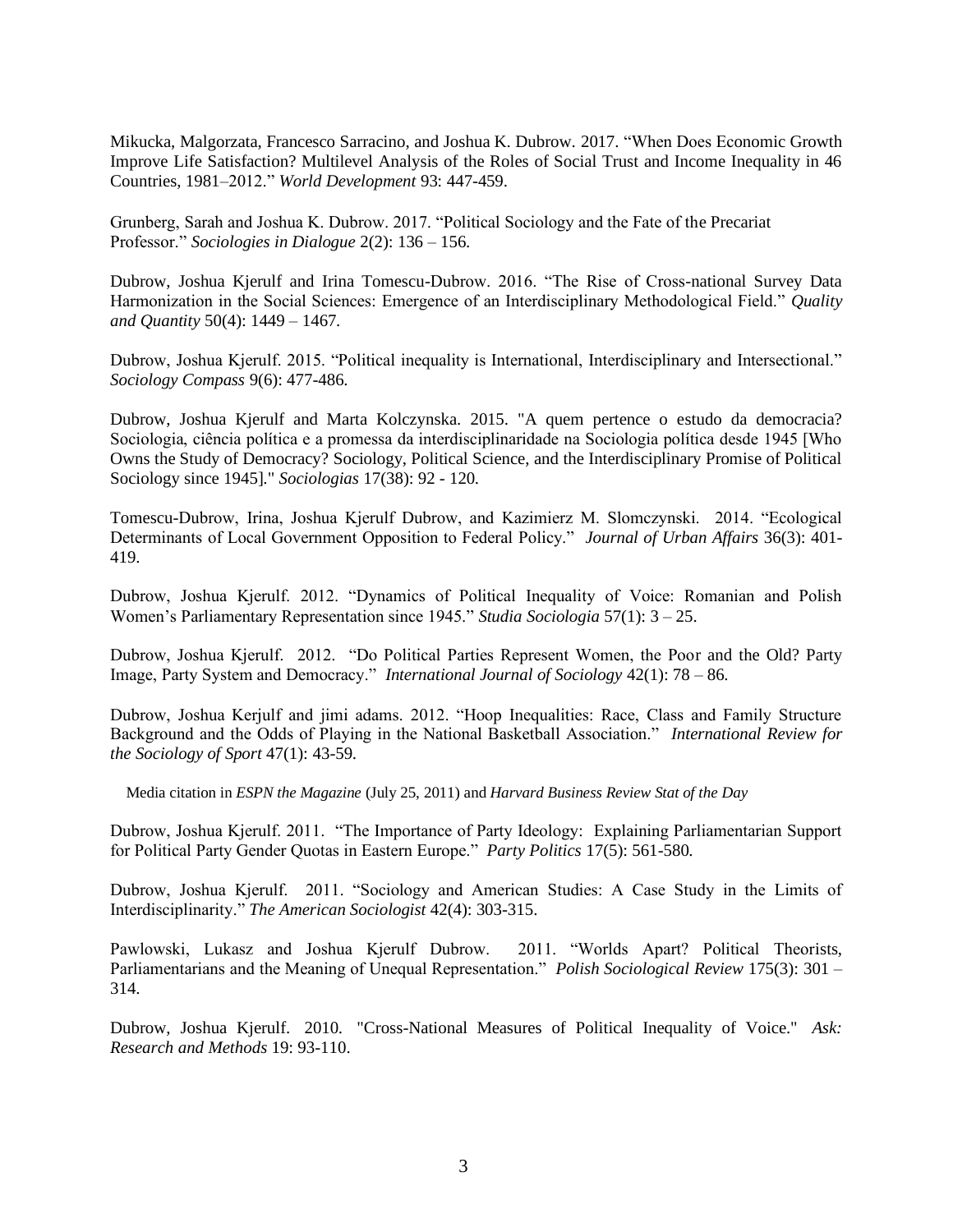Mikucka, Malgorzata, Francesco Sarracino, and Joshua K. Dubrow. 2017. "When Does Economic Growth Improve Life Satisfaction? Multilevel Analysis of the Roles of Social Trust and Income Inequality in 46 Countries, 1981–2012." *World Development* 93: 447-459.

Grunberg, Sarah and Joshua K. Dubrow. 2017. "Political Sociology and the Fate of the Precariat Professor." *Sociologies in Dialogue* 2(2): 136 – 156.

Dubrow, Joshua Kjerulf and Irina Tomescu-Dubrow. 2016. "The Rise of Cross-national Survey Data Harmonization in the Social Sciences: Emergence of an Interdisciplinary Methodological Field." *Quality and Quantity* 50(4): 1449 – 1467.

Dubrow, Joshua Kjerulf. 2015. "Political inequality is International, Interdisciplinary and Intersectional." *Sociology Compass* 9(6): 477-486.

Dubrow, Joshua Kjerulf and Marta Kolczynska. 2015. "A quem pertence o estudo da democracia? Sociologia, ciência política e a promessa da interdisciplinaridade na Sociologia política desde 1945 [Who Owns the Study of Democracy? Sociology, Political Science, and the Interdisciplinary Promise of Political Sociology since 1945]." *Sociologias* 17(38): 92 - 120.

Tomescu-Dubrow, Irina, Joshua Kjerulf Dubrow, and Kazimierz M. Slomczynski. 2014. "Ecological Determinants of Local Government Opposition to Federal Policy." *Journal of Urban Affairs* 36(3): 401-419.

Dubrow, Joshua Kjerulf. 2012. "Dynamics of Political Inequality of Voice: Romanian and Polish Women's Parliamentary Representation since 1945." *Studia Sociologia* 57(1): 3 – 25.

Dubrow, Joshua Kjerulf. 2012. "Do Political Parties Represent Women, the Poor and the Old? Party Image, Party System and Democracy." *International Journal of Sociology* 42(1): 78 – 86.

Dubrow, Joshua Kerjulf and jimi adams. 2012. "Hoop Inequalities: Race, Class and Family Structure Background and the Odds of Playing in the National Basketball Association." *International Review for the Sociology of Sport* 47(1): 43-59.

Media citation in *ESPN the Magazine* (July 25, 2011) and *Harvard Business Review Stat of the Day*

Dubrow, Joshua Kjerulf. 2011. "The Importance of Party Ideology: Explaining Parliamentarian Support for Political Party Gender Quotas in Eastern Europe." *Party Politics* 17(5): 561-580.

Dubrow, Joshua Kjerulf. 2011. "Sociology and American Studies: A Case Study in the Limits of Interdisciplinarity." *The American Sociologist* 42(4): 303-315.

Pawlowski, Lukasz and Joshua Kjerulf Dubrow. 2011. "Worlds Apart? Political Theorists, Parliamentarians and the Meaning of Unequal Representation." *Polish Sociological Review* 175(3): 301 – 314.

Dubrow, Joshua Kjerulf. 2010. "Cross-National Measures of Political Inequality of Voice." *Ask: Research and Methods* 19: 93-110.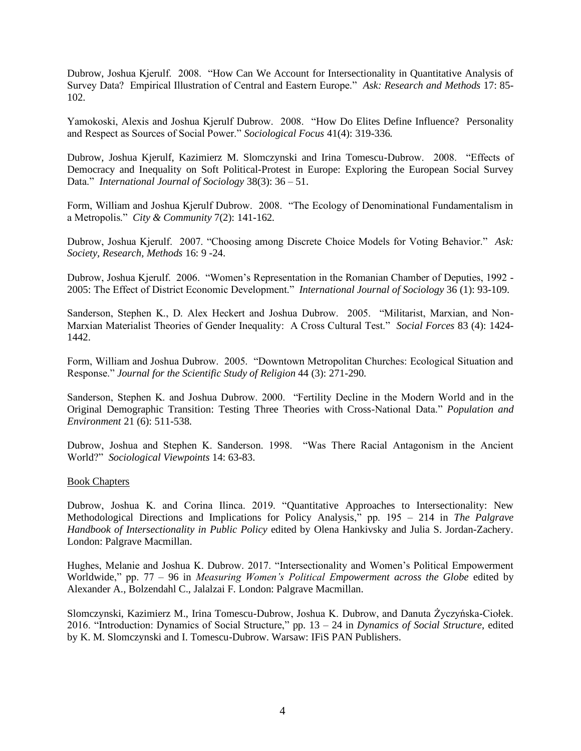Dubrow, Joshua Kjerulf. 2008. "How Can We Account for Intersectionality in Quantitative Analysis of Survey Data? Empirical Illustration of Central and Eastern Europe." *Ask: Research and Methods* 17: 85-102.

Yamokoski, Alexis and Joshua Kjerulf Dubrow. 2008. "How Do Elites Define Influence? Personality and Respect as Sources of Social Power." *Sociological Focus* 41(4): 319-336.

Dubrow, Joshua Kjerulf, Kazimierz M. Slomczynski and Irina Tomescu-Dubrow. 2008. "Effects of Democracy and Inequality on Soft Political-Protest in Europe: Exploring the European Social Survey Data." *International Journal of Sociology* 38(3): 36 – 51.

Form, William and Joshua Kjerulf Dubrow. 2008. "The Ecology of Denominational Fundamentalism in a Metropolis." *City & Community* 7(2): 141-162.

Dubrow, Joshua Kjerulf. 2007. "Choosing among Discrete Choice Models for Voting Behavior." *Ask: Society, Research, Methods* 16: 9 -24.

Dubrow, Joshua Kjerulf. 2006. "Women's Representation in the Romanian Chamber of Deputies, 1992 - 2005: The Effect of District Economic Development." *International Journal of Sociology* 36 (1): 93-109.

Sanderson, Stephen K., D. Alex Heckert and Joshua Dubrow. 2005. "Militarist, Marxian, and Non-Marxian Materialist Theories of Gender Inequality: A Cross Cultural Test." *Social Forces* 83 (4): 1424-1442.

Form, William and Joshua Dubrow. 2005. "Downtown Metropolitan Churches: Ecological Situation and Response." *Journal for the Scientific Study of Religion* 44 (3): 271-290.

Sanderson, Stephen K. and Joshua Dubrow. 2000. "Fertility Decline in the Modern World and in the Original Demographic Transition: Testing Three Theories with Cross-National Data." *Population and Environment* 21 (6): 511-538.

Dubrow, Joshua and Stephen K. Sanderson. 1998. "Was There Racial Antagonism in the Ancient World?" *Sociological Viewpoints* 14: 63-83.

<u>Book Chapters</u>

Dubrow, Joshua K. and Corina Ilinca. 2019. "Quantitative Approaches to Intersectionality: New Methodological Directions and Implications for Policy Analysis," pp. 195 – 214 in *The Palgrave Handbook of Intersectionality in Public Policy* edited by Olena Hankivsky and Julia S. Jordan-Zachery. London: Palgrave Macmillan.

Hughes, Melanie and Joshua K. Dubrow. 2017. "Intersectionality and Women's Political Empowerment Worldwide," pp. 77 – 96 in *Measuring Women's Political Empowerment across the Globe* edited by Alexander A., Bolzendahl C., Jalalzai F. London: Palgrave Macmillan.

Slomczynski, Kazimierz M., Irina Tomescu-Dubrow, Joshua K. Dubrow, and Danuta Życzyńska-Ciołek. 2016. "Introduction: Dynamics of Social Structure," pp. 13 – 24 in *Dynamics of Social Structure*, edited by K. M. Slomczynski and I. Tomescu-Dubrow. Warsaw: IFiS PAN Publishers.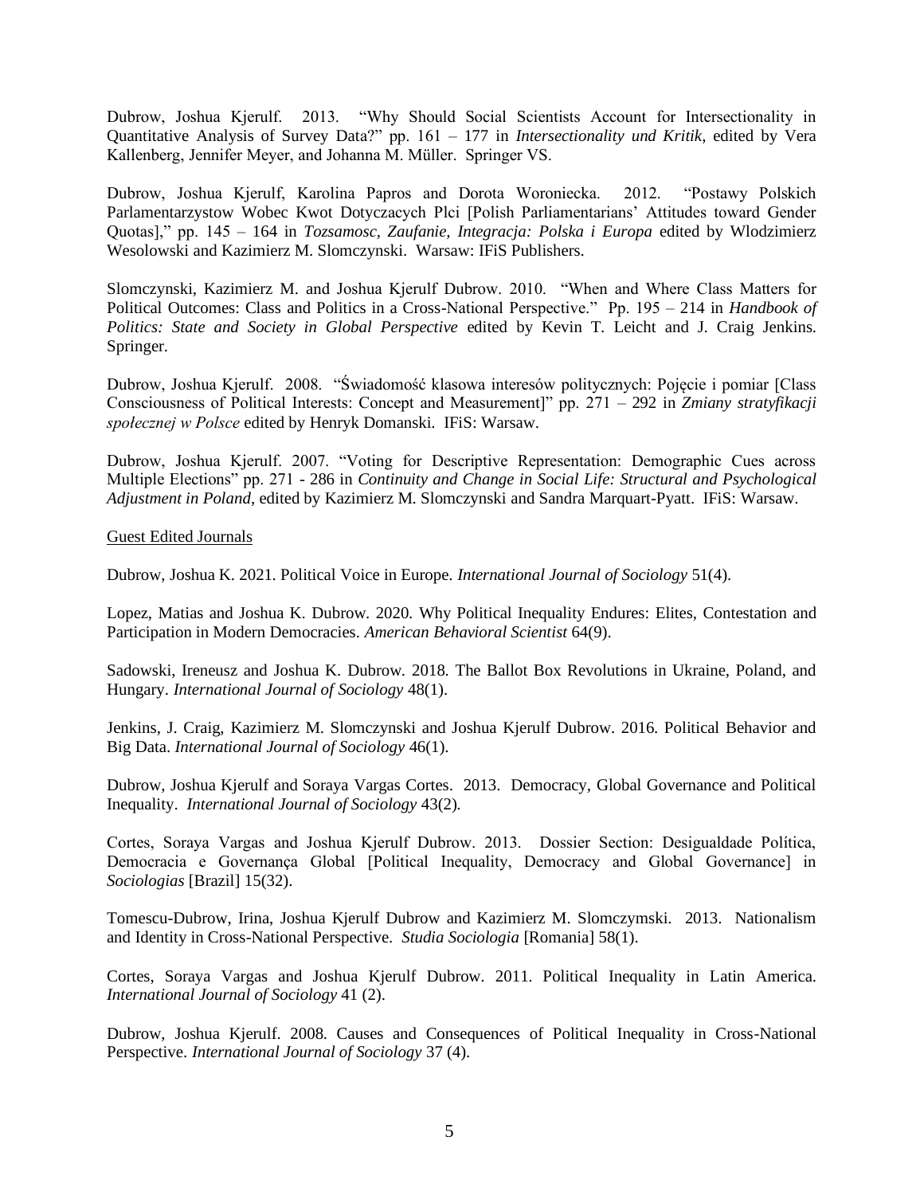Dubrow, Joshua Kjerulf. 2013. "Why Should Social Scientists Account for Intersectionality in Quantitative Analysis of Survey Data?" pp. 161 – 177 in *Intersectionality und Kritik*, edited by Vera Kallenberg, Jennifer Meyer, and Johanna M. Müller. Springer VS.

Dubrow, Joshua Kjerulf, Karolina Papros and Dorota Woroniecka. 2012. "Postawy Polskich Parlamentarzystow Wobec Kwot Dotyczacych Plci [Polish Parliamentarians' Attitudes toward Gender Quotas]," pp. 145 – 164 in *Tozsamosc, Zaufanie, Integracja: Polska i Europa* edited by Wlodzimierz Wesolowski and Kazimierz M. Slomczynski. Warsaw: IFiS Publishers.

Slomczynski, Kazimierz M. and Joshua Kjerulf Dubrow. 2010. "When and Where Class Matters for Political Outcomes: Class and Politics in a Cross-National Perspective." Pp. 195 – 214 in *Handbook of Politics: State and Society in Global Perspective* edited by Kevin T. Leicht and J. Craig Jenkins. Springer.

Dubrow, Joshua Kjerulf. 2008. "Świadomość klasowa interesów politycznych: Pojęcie i pomiar [Class Consciousness of Political Interests: Concept and Measurement]" pp. 271 – 292 in *Zmiany stratyfikacji społecznej w Polsce* edited by Henryk Domanski. IFiS: Warsaw.

Dubrow, Joshua Kjerulf. 2007. "Voting for Descriptive Representation: Demographic Cues across Multiple Elections" pp. 271 - 286 in *Continuity and Change in Social Life: Structural and Psychological Adjustment in Poland*, edited by Kazimierz M. Slomczynski and Sandra Marquart-Pyatt. IFiS: Warsaw.

Guest Edited Journals

Dubrow, Joshua K. 2021. Political Voice in Europe. *International Journal of Sociology* 51(4).

Lopez, Matias and Joshua K. Dubrow. 2020. Why Political Inequality Endures: Elites, Contestation and Participation in Modern Democracies. *American Behavioral Scientist* 64(9).

Sadowski, Ireneusz and Joshua K. Dubrow. 2018. The Ballot Box Revolutions in Ukraine, Poland, and Hungary. *International Journal of Sociology* 48(1).

Jenkins, J. Craig, Kazimierz M. Slomczynski and Joshua Kjerulf Dubrow. 2016. Political Behavior and Big Data. *International Journal of Sociology* 46(1).

Dubrow, Joshua Kjerulf and Soraya Vargas Cortes. 2013. Democracy, Global Governance and Political Inequality. *International Journal of Sociology* 43(2).

Cortes, Soraya Vargas and Joshua Kjerulf Dubrow. 2013. Dossier Section: Desigualdade Política, Democracia e Governança Global [Political Inequality, Democracy and Global Governance] in *Sociologias* [Brazil] 15(32).

Tomescu-Dubrow, Irina, Joshua Kjerulf Dubrow and Kazimierz M. Slomczymski. 2013. Nationalism and Identity in Cross-National Perspective. *Studia Sociologia* [Romania] 58(1).

Cortes, Soraya Vargas and Joshua Kjerulf Dubrow. 2011. Political Inequality in Latin America. *International Journal of Sociology* 41 (2).

Dubrow, Joshua Kjerulf. 2008. Causes and Consequences of Political Inequality in Cross-National Perspective. *International Journal of Sociology* 37 (4).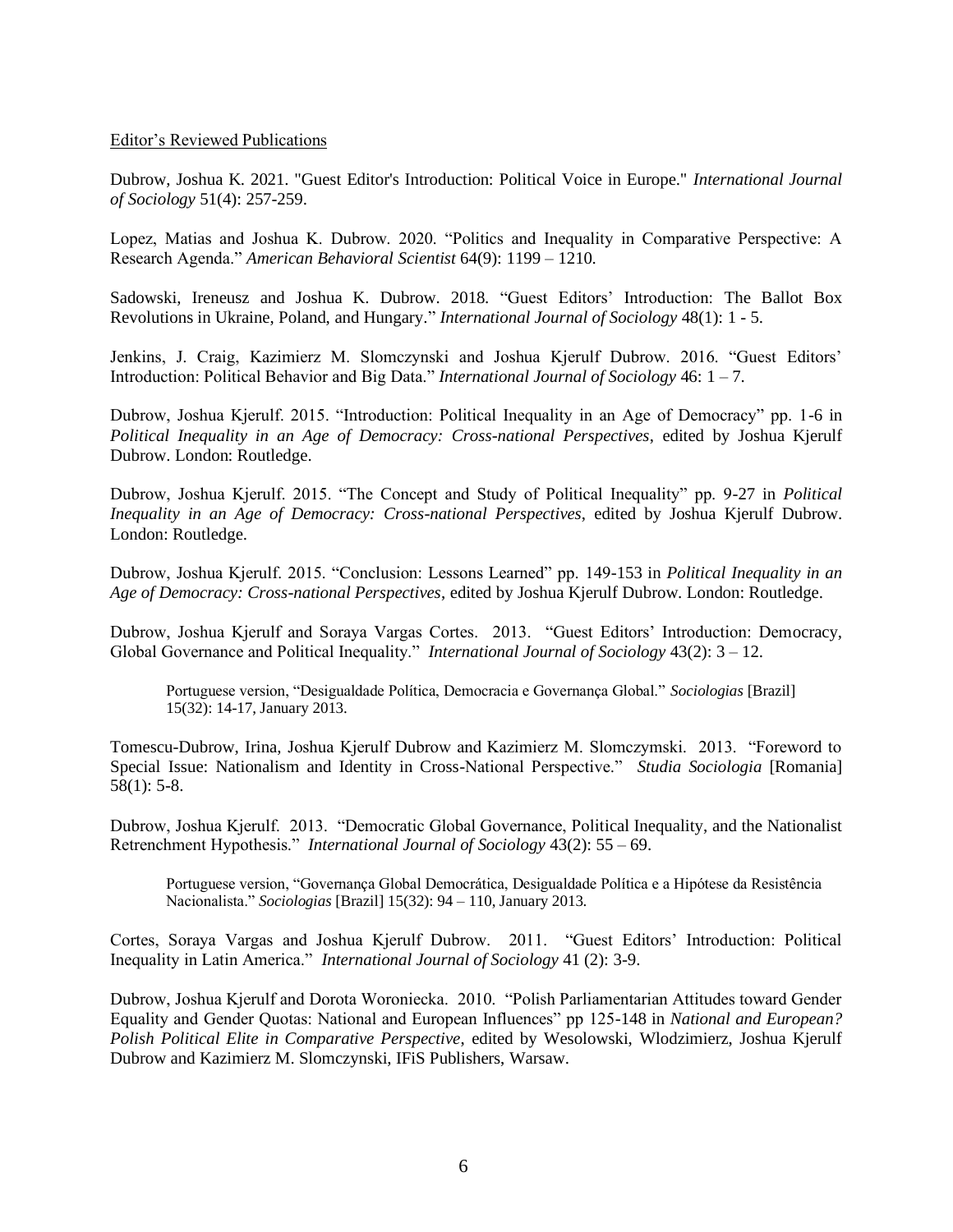Editor's Reviewed Publications

Dubrow, Joshua K. 2021. "Guest Editor's Introduction: Political Voice in Europe." *International Journal of Sociology* 51(4): 257-259.

Lopez, Matias and Joshua K. Dubrow. 2020. "Politics and Inequality in Comparative Perspective: A Research Agenda." *American Behavioral Scientist* 64(9): 1199 – 1210.

Sadowski, Ireneusz and Joshua K. Dubrow. 2018. "Guest Editors' Introduction: The Ballot Box Revolutions in Ukraine, Poland, and Hungary." *International Journal of Sociology* 48(1): 1 - 5.

Jenkins, J. Craig, Kazimierz M. Slomczynski and Joshua Kjerulf Dubrow. 2016. "Guest Editors' Introduction: Political Behavior and Big Data." *International Journal of Sociology* 46: 1 – 7.

Dubrow, Joshua Kjerulf. 2015. "Introduction: Political Inequality in an Age of Democracy" pp. 1-6 in *Political Inequality in an Age of Democracy: Cross-national Perspectives*, edited by Joshua Kjerulf Dubrow. London: Routledge.

Dubrow, Joshua Kjerulf. 2015. "The Concept and Study of Political Inequality" pp. 9-27 in *Political Inequality in an Age of Democracy: Cross-national Perspectives*, edited by Joshua Kjerulf Dubrow. London: Routledge.

Dubrow, Joshua Kjerulf. 2015. "Conclusion: Lessons Learned" pp. 149-153 in *Political Inequality in an Age of Democracy: Cross-national Perspectives*, edited by Joshua Kjerulf Dubrow. London: Routledge.

Dubrow, Joshua Kjerulf and Soraya Vargas Cortes. 2013. "Guest Editors' Introduction: Democracy, Global Governance and Political Inequality." *International Journal of Sociology* 43(2): 3 – 12.

> Portuguese version, "Desigualdade Política, Democracia e Governança Global." *Sociologias* [Brazil] 15(32): 14-17, January 2013.

Tomescu-Dubrow, Irina, Joshua Kjerulf Dubrow and Kazimierz M. Slomczymski. 2013. "Foreword to Special Issue: Nationalism and Identity in Cross-National Perspective." *Studia Sociologia* [Romania] 58(1): 5-8.

Dubrow, Joshua Kjerulf. 2013. "Democratic Global Governance, Political Inequality, and the Nationalist Retrenchment Hypothesis." *International Journal of Sociology* 43(2): 55 – 69.

> Portuguese version, "Governança Global Democrática, Desigualdade Política e a Hipótese da Resistência Nacionalista." *Sociologias* [Brazil] 15(32): 94 – 110, January 2013.

Cortes, Soraya Vargas and Joshua Kjerulf Dubrow. 2011. "Guest Editors' Introduction: Political Inequality in Latin America." *International Journal of Sociology* 41 (2): 3-9.

Dubrow, Joshua Kjerulf and Dorota Woroniecka. 2010. "Polish Parliamentarian Attitudes toward Gender Equality and Gender Quotas: National and European Influences" pp 125-148 in *National and European? Polish Political Elite in Comparative Perspective*, edited by Wesolowski, Wlodzimierz, Joshua Kjerulf Dubrow and Kazimierz M. Slomczynski, IFiS Publishers, Warsaw.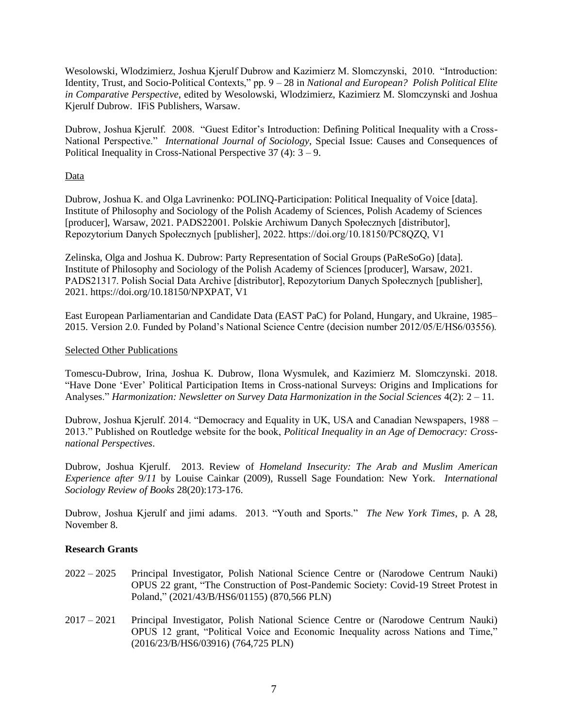Wesolowski, Wlodzimierz, Joshua Kjerulf Dubrow and Kazimierz M. Slomczynski, 2010. "Introduction: Identity, Trust, and Socio-Political Contexts," pp. 9 – 28 in *National and European? Polish Political Elite in Comparative Perspective*, edited by Wesolowski, Wlodzimierz, Kazimierz M. Slomczynski and Joshua Kjerulf Dubrow. IFiS Publishers, Warsaw.

Dubrow, Joshua Kjerulf. 2008. "Guest Editor's Introduction: Defining Political Inequality with a Cross-National Perspective." *International Journal of Sociology*, Special Issue: Causes and Consequences of Political Inequality in Cross-National Perspective 37 (4): 3 – 9.

<u>Data</u>

Dubrow, Joshua K. and Olga Lavrinenko: POLINQ-Participation: Political Inequality of Voice [data]. Institute of Philosophy and Sociology of the Polish Academy of Sciences, Polish Academy of Sciences [producer], Warsaw, 2021. PADS22001. Polskie Archiwum Danych Społecznych [distributor], Repozytorium Danych Społecznych [publisher], 2022. https://doi.org/10.18150/PC8QZQ, V1

Zelinska, Olga and Joshua K. Dubrow: Party Representation of Social Groups (PaReSoGo) [data]. Institute of Philosophy and Sociology of the Polish Academy of Sciences [producer], Warsaw, 2021. PADS21317. Polish Social Data Archive [distributor], Repozytorium Danych Społecznych [publisher], 2021. https://doi.org/10.18150/NPXPAT, V1

East European Parliamentarian and Candidate Data (EAST PaC) for Poland, Hungary, and Ukraine, 1985–2015. Version 2.0. Funded by Poland's National Science Centre (decision number 2012/05/E/HS6/03556).

<u>Selected Other Publications</u>

Tomescu-Dubrow, Irina, Joshua K. Dubrow, Ilona Wysmulek, and Kazimierz M. Slomczynski. 2018. "Have Done 'Ever' Political Participation Items in Cross-national Surveys: Origins and Implications for Analyses." *Harmonization: Newsletter on Survey Data Harmonization in the Social Sciences* 4(2): 2 – 11.

Dubrow, Joshua Kjerulf. 2014. "Democracy and Equality in UK, USA and Canadian Newspapers, 1988 – 2013." Published on Routledge website for the book, *Political Inequality in an Age of Democracy: Cross-national Perspectives*.

Dubrow, Joshua Kjerulf. 2013. Review of *Homeland Insecurity: The Arab and Muslim American Experience after 9/11* by Louise Cainkar (2009), Russell Sage Foundation: New York. *International Sociology Review of Books* 28(20):173-176.

Dubrow, Joshua Kjerulf and jimi adams. 2013. "Youth and Sports." *The New York Times*, p. A 28, November 8.

**Research Grants**

2022 – 2025 Principal Investigator, Polish National Science Centre or (Narodowe Centrum Nauki) OPUS 22 grant, "The Construction of Post-Pandemic Society: Covid-19 Street Protest in Poland," (2021/43/B/HS6/01155) (870,566 PLN)

2017 – 2021 Principal Investigator, Polish National Science Centre or (Narodowe Centrum Nauki) OPUS 12 grant, "Political Voice and Economic Inequality across Nations and Time," (2016/23/B/HS6/03916) (764,725 PLN)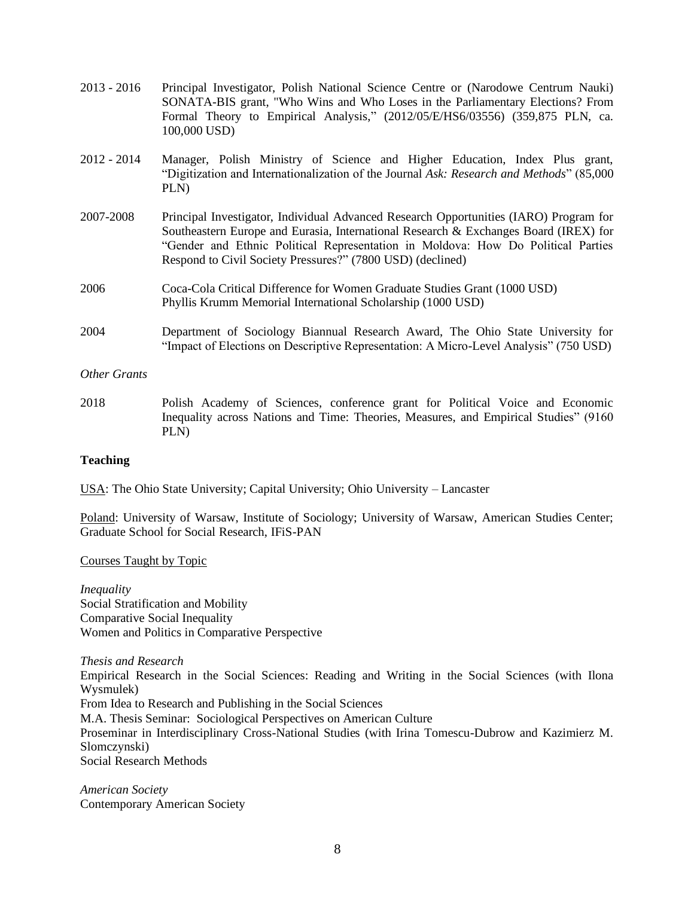2013 - 2016 Principal Investigator, Polish National Science Centre or (Narodowe Centrum Nauki) SONATA-BIS grant, "Who Wins and Who Loses in the Parliamentary Elections? From Formal Theory to Empirical Analysis," (2012/05/E/HS6/03556) (359,875 PLN, ca. 100,000 USD)

2012 - 2014 Manager, Polish Ministry of Science and Higher Education, Index Plus grant, "Digitization and Internationalization of the Journal *Ask: Research and Methods*" (85,000 PLN)

2007-2008 Principal Investigator, Individual Advanced Research Opportunities (IARO) Program for Southeastern Europe and Eurasia, International Research & Exchanges Board (IREX) for "Gender and Ethnic Political Representation in Moldova: How Do Political Parties Respond to Civil Society Pressures?" (7800 USD) (declined)

2006 Coca-Cola Critical Difference for Women Graduate Studies Grant (1000 USD)
Phyllis Krumm Memorial International Scholarship (1000 USD)

2004 Department of Sociology Biannual Research Award, The Ohio State University for "Impact of Elections on Descriptive Representation: A Micro-Level Analysis" (750 USD)

*Other Grants*

2018 Polish Academy of Sciences, conference grant for Political Voice and Economic Inequality across Nations and Time: Theories, Measures, and Empirical Studies" (9160 PLN)

**Teaching**

USA: The Ohio State University; Capital University; Ohio University – Lancaster

Poland: University of Warsaw, Institute of Sociology; University of Warsaw, American Studies Center; Graduate School for Social Research, IFiS-PAN

Courses Taught by Topic

*Inequality*
Social Stratification and Mobility
Comparative Social Inequality
Women and Politics in Comparative Perspective

*Thesis and Research*
Empirical Research in the Social Sciences: Reading and Writing in the Social Sciences (with Ilona Wysmulek)
From Idea to Research and Publishing in the Social Sciences
M.A. Thesis Seminar: Sociological Perspectives on American Culture
Proseminar in Interdisciplinary Cross-National Studies (with Irina Tomescu-Dubrow and Kazimierz M. Slomczynski)
Social Research Methods

*American Society*
Contemporary American Society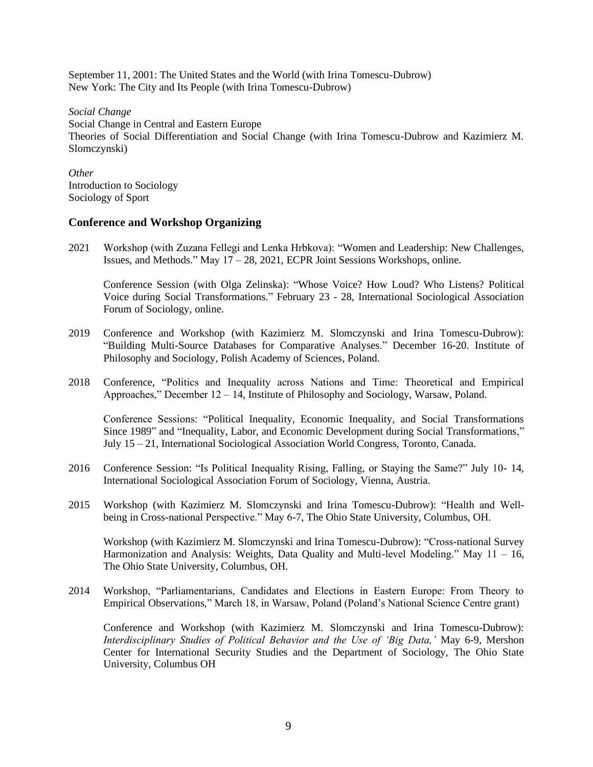September 11, 2001: The United States and the World (with Irina Tomescu-Dubrow)
New York: The City and Its People (with Irina Tomescu-Dubrow)

*Social Change*
Social Change in Central and Eastern Europe
Theories of Social Differentiation and Social Change (with Irina Tomescu-Dubrow and Kazimierz M. Slomczynski)

*Other*
Introduction to Sociology
Sociology of Sport

## Conference and Workshop Organizing

2021 Workshop (with Zuzana Fellegi and Lenka Hrbkova): "Women and Leadership: New Challenges, Issues, and Methods." May 17 – 28, 2021, ECPR Joint Sessions Workshops, online.

Conference Session (with Olga Zelinska): "Whose Voice? How Loud? Who Listens? Political Voice during Social Transformations." February 23 - 28, International Sociological Association Forum of Sociology, online.

2019 Conference and Workshop (with Kazimierz M. Slomczynski and Irina Tomescu-Dubrow): "Building Multi-Source Databases for Comparative Analyses." December 16-20. Institute of Philosophy and Sociology, Polish Academy of Sciences, Poland.

2018 Conference, "Politics and Inequality across Nations and Time: Theoretical and Empirical Approaches," December 12 – 14, Institute of Philosophy and Sociology, Warsaw, Poland.

Conference Sessions: "Political Inequality, Economic Inequality, and Social Transformations Since 1989" and "Inequality, Labor, and Economic Development during Social Transformations," July 15 – 21, International Sociological Association World Congress, Toronto, Canada.

2016 Conference Session: "Is Political Inequality Rising, Falling, or Staying the Same?" July 10- 14, International Sociological Association Forum of Sociology, Vienna, Austria.

2015 Workshop (with Kazimierz M. Slomczynski and Irina Tomescu-Dubrow): "Health and Well-being in Cross-national Perspective." May 6-7, The Ohio State University, Columbus, OH.

Workshop (with Kazimierz M. Slomczynski and Irina Tomescu-Dubrow): "Cross-national Survey Harmonization and Analysis: Weights, Data Quality and Multi-level Modeling." May 11 – 16, The Ohio State University, Columbus, OH.

2014 Workshop, "Parliamentarians, Candidates and Elections in Eastern Europe: From Theory to Empirical Observations," March 18, in Warsaw, Poland (Poland's National Science Centre grant)

Conference and Workshop (with Kazimierz M. Slomczynski and Irina Tomescu-Dubrow): *Interdisciplinary Studies of Political Behavior and the Use of 'Big Data,'* May 6-9, Mershon Center for International Security Studies and the Department of Sociology, The Ohio State University, Columbus OH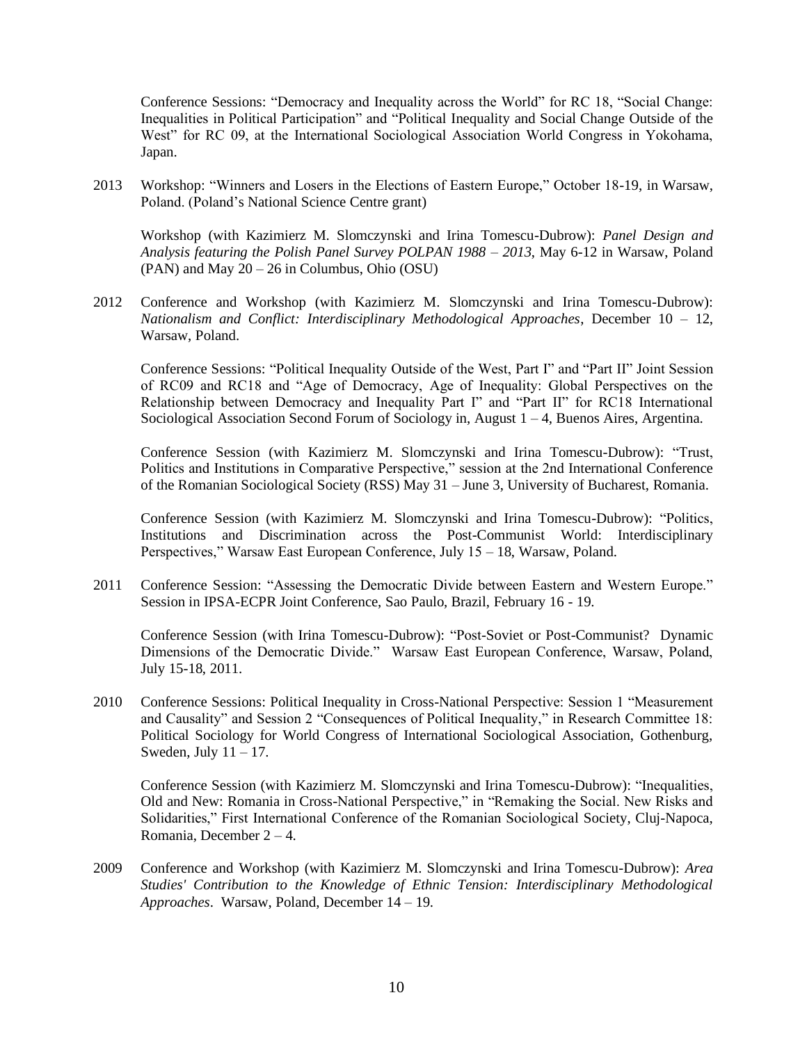Conference Sessions: "Democracy and Inequality across the World" for RC 18, "Social Change: Inequalities in Political Participation" and "Political Inequality and Social Change Outside of the West" for RC 09, at the International Sociological Association World Congress in Yokohama, Japan.

2013 Workshop: "Winners and Losers in the Elections of Eastern Europe," October 18-19, in Warsaw, Poland. (Poland's National Science Centre grant)

Workshop (with Kazimierz M. Slomczynski and Irina Tomescu-Dubrow): *Panel Design and Analysis featuring the Polish Panel Survey POLPAN 1988 – 2013*, May 6-12 in Warsaw, Poland (PAN) and May 20 – 26 in Columbus, Ohio (OSU)

2012 Conference and Workshop (with Kazimierz M. Slomczynski and Irina Tomescu-Dubrow): *Nationalism and Conflict: Interdisciplinary Methodological Approaches*, December 10 – 12, Warsaw, Poland.

Conference Sessions: "Political Inequality Outside of the West, Part I" and "Part II" Joint Session of RC09 and RC18 and "Age of Democracy, Age of Inequality: Global Perspectives on the Relationship between Democracy and Inequality Part I" and "Part II" for RC18 International Sociological Association Second Forum of Sociology in, August 1 – 4, Buenos Aires, Argentina.

Conference Session (with Kazimierz M. Slomczynski and Irina Tomescu-Dubrow): "Trust, Politics and Institutions in Comparative Perspective," session at the 2nd International Conference of the Romanian Sociological Society (RSS) May 31 – June 3, University of Bucharest, Romania.

Conference Session (with Kazimierz M. Slomczynski and Irina Tomescu-Dubrow): "Politics, Institutions and Discrimination across the Post-Communist World: Interdisciplinary Perspectives," Warsaw East European Conference, July 15 – 18, Warsaw, Poland.

2011 Conference Session: "Assessing the Democratic Divide between Eastern and Western Europe." Session in IPSA-ECPR Joint Conference, Sao Paulo, Brazil, February 16 - 19.

Conference Session (with Irina Tomescu-Dubrow): "Post-Soviet or Post-Communist? Dynamic Dimensions of the Democratic Divide." Warsaw East European Conference, Warsaw, Poland, July 15-18, 2011.

2010 Conference Sessions: Political Inequality in Cross-National Perspective: Session 1 "Measurement and Causality" and Session 2 "Consequences of Political Inequality," in Research Committee 18: Political Sociology for World Congress of International Sociological Association, Gothenburg, Sweden, July 11 – 17.

Conference Session (with Kazimierz M. Slomczynski and Irina Tomescu-Dubrow): "Inequalities, Old and New: Romania in Cross-National Perspective," in "Remaking the Social. New Risks and Solidarities," First International Conference of the Romanian Sociological Society, Cluj-Napoca, Romania, December 2 – 4.

2009 Conference and Workshop (with Kazimierz M. Slomczynski and Irina Tomescu-Dubrow): *Area Studies' Contribution to the Knowledge of Ethnic Tension: Interdisciplinary Methodological Approaches*. Warsaw, Poland, December 14 – 19.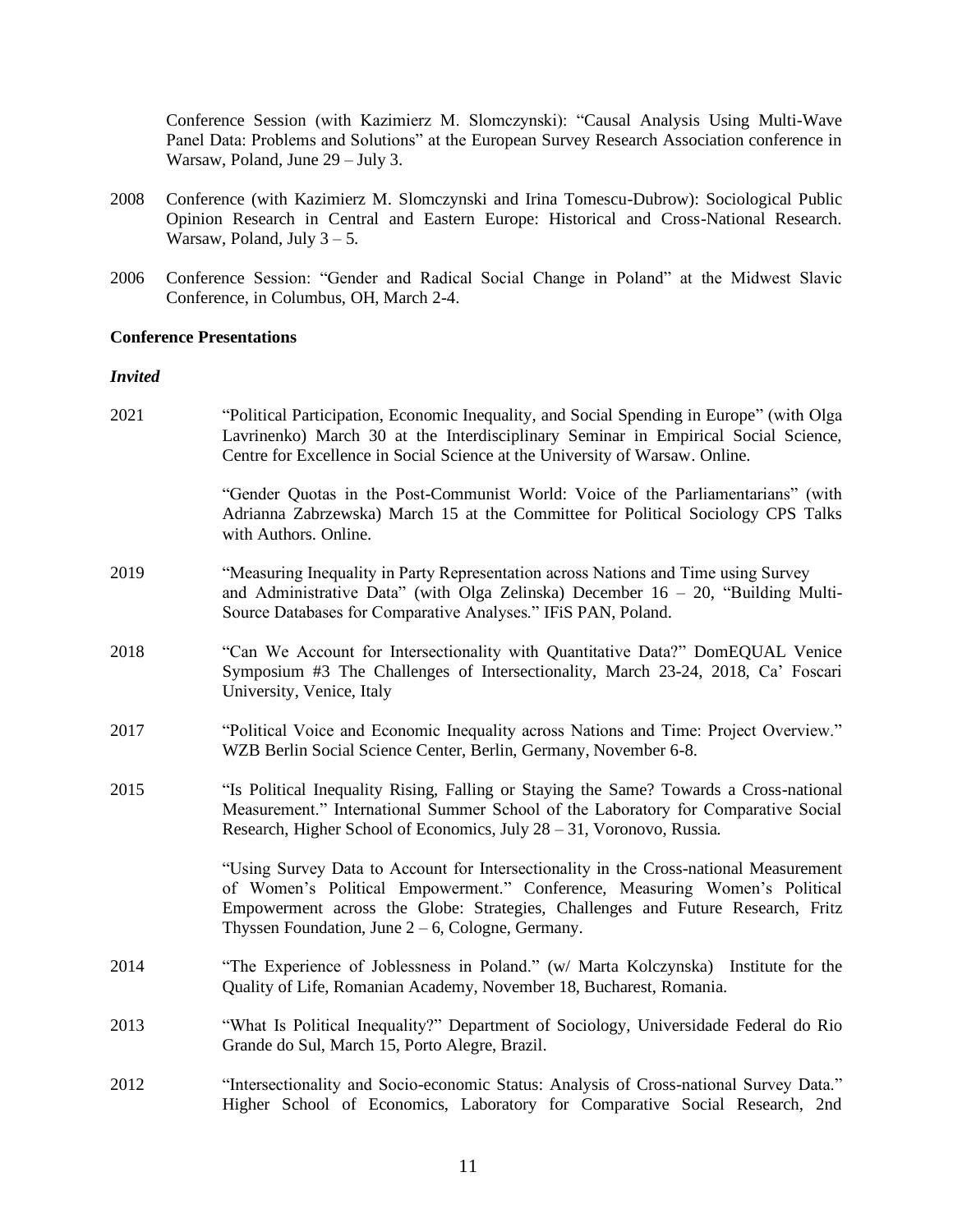Conference Session (with Kazimierz M. Slomczynski): "Causal Analysis Using Multi-Wave Panel Data: Problems and Solutions" at the European Survey Research Association conference in Warsaw, Poland, June 29 – July 3.

2008 Conference (with Kazimierz M. Slomczynski and Irina Tomescu-Dubrow): Sociological Public Opinion Research in Central and Eastern Europe: Historical and Cross-National Research. Warsaw, Poland, July 3 – 5.

2006 Conference Session: "Gender and Radical Social Change in Poland" at the Midwest Slavic Conference, in Columbus, OH, March 2-4.

**Conference Presentations**

***Invited***

2021 "Political Participation, Economic Inequality, and Social Spending in Europe" (with Olga Lavrinenko) March 30 at the Interdisciplinary Seminar in Empirical Social Science, Centre for Excellence in Social Science at the University of Warsaw. Online.

"Gender Quotas in the Post-Communist World: Voice of the Parliamentarians" (with Adrianna Zabrzewska) March 15 at the Committee for Political Sociology CPS Talks with Authors. Online.

2019 "Measuring Inequality in Party Representation across Nations and Time using Survey and Administrative Data" (with Olga Zelinska) December 16 – 20, "Building Multi-Source Databases for Comparative Analyses." IFiS PAN, Poland.

2018 "Can We Account for Intersectionality with Quantitative Data?" DomEQUAL Venice Symposium #3 The Challenges of Intersectionality, March 23-24, 2018, Ca' Foscari University, Venice, Italy

2017 "Political Voice and Economic Inequality across Nations and Time: Project Overview." WZB Berlin Social Science Center, Berlin, Germany, November 6-8.

2015 "Is Political Inequality Rising, Falling or Staying the Same? Towards a Cross-national Measurement." International Summer School of the Laboratory for Comparative Social Research, Higher School of Economics, July 28 – 31, Voronovo, Russia.

"Using Survey Data to Account for Intersectionality in the Cross-national Measurement of Women's Political Empowerment." Conference, Measuring Women's Political Empowerment across the Globe: Strategies, Challenges and Future Research, Fritz Thyssen Foundation, June 2 – 6, Cologne, Germany.

2014 "The Experience of Joblessness in Poland." (w/ Marta Kolczynska) Institute for the Quality of Life, Romanian Academy, November 18, Bucharest, Romania.

2013 "What Is Political Inequality?" Department of Sociology, Universidade Federal do Rio Grande do Sul, March 15, Porto Alegre, Brazil.

2012 "Intersectionality and Socio-economic Status: Analysis of Cross-national Survey Data." Higher School of Economics, Laboratory for Comparative Social Research, 2nd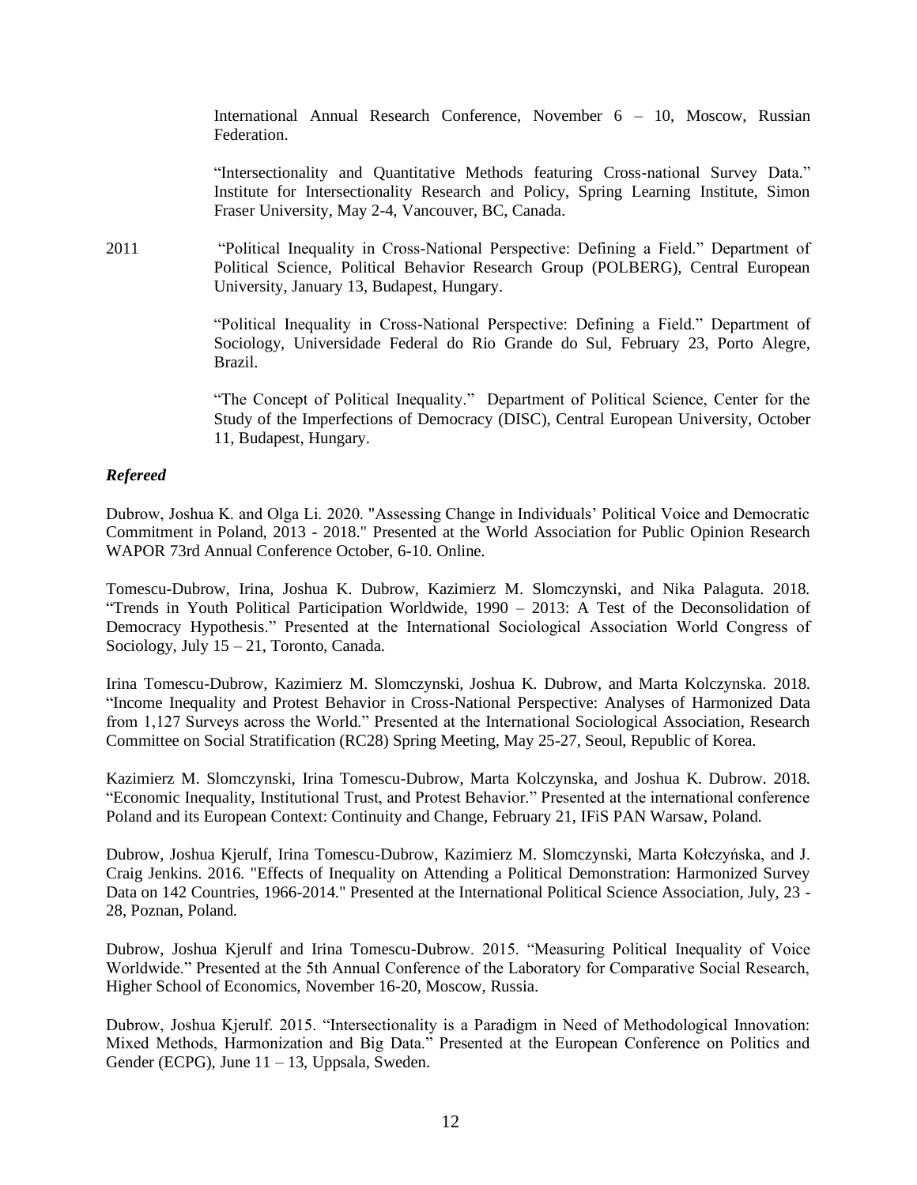International Annual Research Conference, November 6 – 10, Moscow, Russian Federation.

"Intersectionality and Quantitative Methods featuring Cross-national Survey Data." Institute for Intersectionality Research and Policy, Spring Learning Institute, Simon Fraser University, May 2-4, Vancouver, BC, Canada.

2011 "Political Inequality in Cross-National Perspective: Defining a Field." Department of Political Science, Political Behavior Research Group (POLBERG), Central European University, January 13, Budapest, Hungary.

"Political Inequality in Cross-National Perspective: Defining a Field." Department of Sociology, Universidade Federal do Rio Grande do Sul, February 23, Porto Alegre, Brazil.

"The Concept of Political Inequality." Department of Political Science, Center for the Study of the Imperfections of Democracy (DISC), Central European University, October 11, Budapest, Hungary.

***Refereed***

Dubrow, Joshua K. and Olga Li. 2020. "Assessing Change in Individuals' Political Voice and Democratic Commitment in Poland, 2013 - 2018." Presented at the World Association for Public Opinion Research WAPOR 73rd Annual Conference October, 6-10. Online.

Tomescu-Dubrow, Irina, Joshua K. Dubrow, Kazimierz M. Slomczynski, and Nika Palaguta. 2018. "Trends in Youth Political Participation Worldwide, 1990 – 2013: A Test of the Deconsolidation of Democracy Hypothesis." Presented at the International Sociological Association World Congress of Sociology, July 15 – 21, Toronto, Canada.

Irina Tomescu-Dubrow, Kazimierz M. Slomczynski, Joshua K. Dubrow, and Marta Kolczynska. 2018. "Income Inequality and Protest Behavior in Cross-National Perspective: Analyses of Harmonized Data from 1,127 Surveys across the World." Presented at the International Sociological Association, Research Committee on Social Stratification (RC28) Spring Meeting, May 25-27, Seoul, Republic of Korea.

Kazimierz M. Slomczynski, Irina Tomescu-Dubrow, Marta Kolczynska, and Joshua K. Dubrow. 2018. "Economic Inequality, Institutional Trust, and Protest Behavior." Presented at the international conference Poland and its European Context: Continuity and Change, February 21, IFiS PAN Warsaw, Poland.

Dubrow, Joshua Kjerulf, Irina Tomescu-Dubrow, Kazimierz M. Slomczynski, Marta Kołczyńska, and J. Craig Jenkins. 2016. "Effects of Inequality on Attending a Political Demonstration: Harmonized Survey Data on 142 Countries, 1966-2014." Presented at the International Political Science Association, July, 23 - 28, Poznan, Poland.

Dubrow, Joshua Kjerulf and Irina Tomescu-Dubrow. 2015. "Measuring Political Inequality of Voice Worldwide." Presented at the 5th Annual Conference of the Laboratory for Comparative Social Research, Higher School of Economics, November 16-20, Moscow, Russia.

Dubrow, Joshua Kjerulf. 2015. "Intersectionality is a Paradigm in Need of Methodological Innovation: Mixed Methods, Harmonization and Big Data." Presented at the European Conference on Politics and Gender (ECPG), June 11 – 13, Uppsala, Sweden.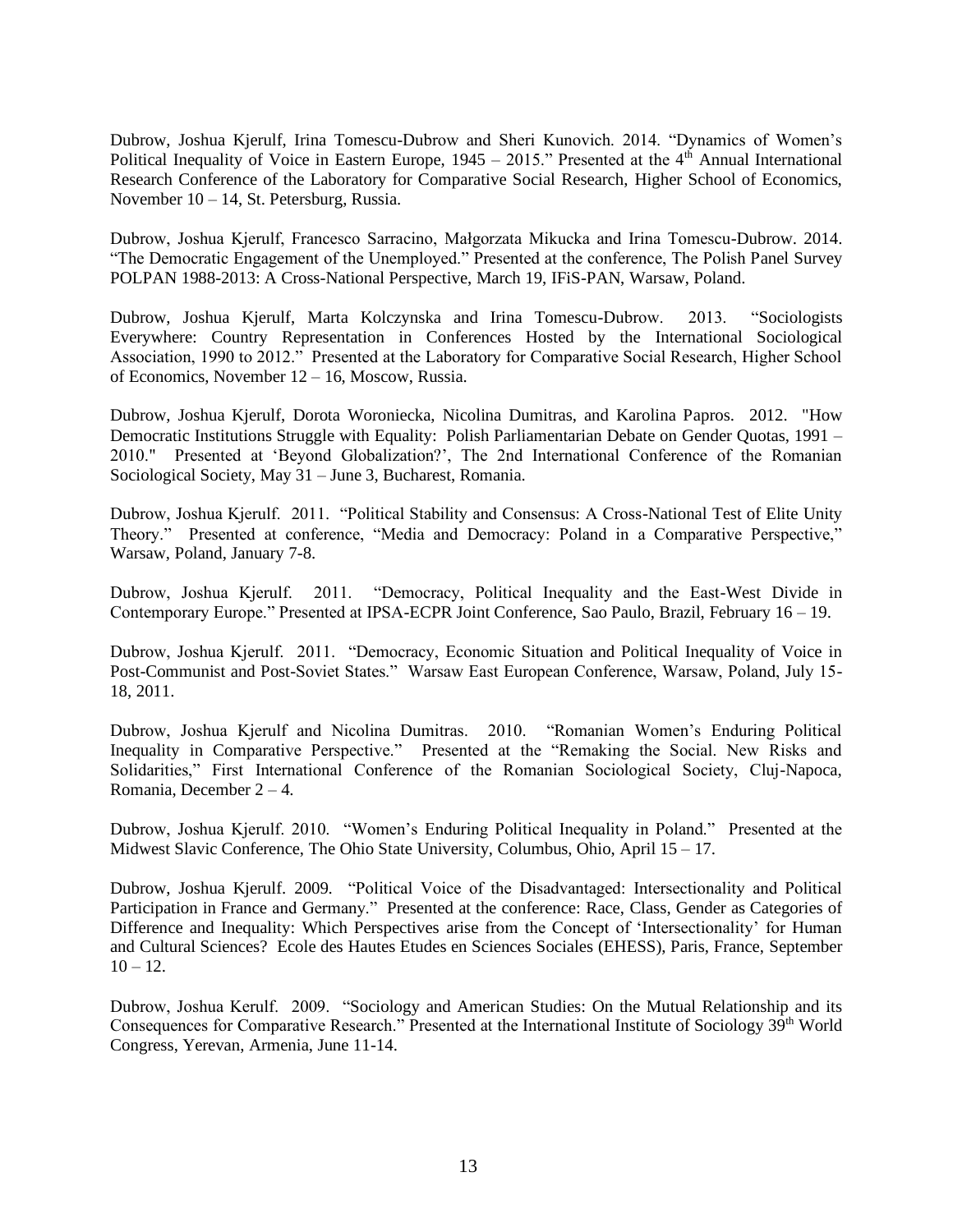Dubrow, Joshua Kjerulf, Irina Tomescu-Dubrow and Sheri Kunovich. 2014. "Dynamics of Women's Political Inequality of Voice in Eastern Europe, 1945 – 2015." Presented at the 4th Annual International Research Conference of the Laboratory for Comparative Social Research, Higher School of Economics, November 10 – 14, St. Petersburg, Russia.

Dubrow, Joshua Kjerulf, Francesco Sarracino, Małgorzata Mikucka and Irina Tomescu-Dubrow. 2014. "The Democratic Engagement of the Unemployed." Presented at the conference, The Polish Panel Survey POLPAN 1988-2013: A Cross-National Perspective, March 19, IFiS-PAN, Warsaw, Poland.

Dubrow, Joshua Kjerulf, Marta Kolczynska and Irina Tomescu-Dubrow. 2013. "Sociologists Everywhere: Country Representation in Conferences Hosted by the International Sociological Association, 1990 to 2012." Presented at the Laboratory for Comparative Social Research, Higher School of Economics, November 12 – 16, Moscow, Russia.

Dubrow, Joshua Kjerulf, Dorota Woroniecka, Nicolina Dumitras, and Karolina Papros. 2012. "How Democratic Institutions Struggle with Equality: Polish Parliamentarian Debate on Gender Quotas, 1991 – 2010." Presented at 'Beyond Globalization?', The 2nd International Conference of the Romanian Sociological Society, May 31 – June 3, Bucharest, Romania.

Dubrow, Joshua Kjerulf. 2011. "Political Stability and Consensus: A Cross-National Test of Elite Unity Theory." Presented at conference, "Media and Democracy: Poland in a Comparative Perspective," Warsaw, Poland, January 7-8.

Dubrow, Joshua Kjerulf. 2011. "Democracy, Political Inequality and the East-West Divide in Contemporary Europe." Presented at IPSA-ECPR Joint Conference, Sao Paulo, Brazil, February 16 – 19.

Dubrow, Joshua Kjerulf. 2011. "Democracy, Economic Situation and Political Inequality of Voice in Post-Communist and Post-Soviet States." Warsaw East European Conference, Warsaw, Poland, July 15-18, 2011.

Dubrow, Joshua Kjerulf and Nicolina Dumitras. 2010. "Romanian Women's Enduring Political Inequality in Comparative Perspective." Presented at the "Remaking the Social. New Risks and Solidarities," First International Conference of the Romanian Sociological Society, Cluj-Napoca, Romania, December 2 – 4.

Dubrow, Joshua Kjerulf. 2010. "Women's Enduring Political Inequality in Poland." Presented at the Midwest Slavic Conference, The Ohio State University, Columbus, Ohio, April 15 – 17.

Dubrow, Joshua Kjerulf. 2009. "Political Voice of the Disadvantaged: Intersectionality and Political Participation in France and Germany." Presented at the conference: Race, Class, Gender as Categories of Difference and Inequality: Which Perspectives arise from the Concept of 'Intersectionality' for Human and Cultural Sciences? Ecole des Hautes Etudes en Sciences Sociales (EHESS), Paris, France, September 10 – 12.

Dubrow, Joshua Kerulf. 2009. "Sociology and American Studies: On the Mutual Relationship and its Consequences for Comparative Research." Presented at the International Institute of Sociology 39th World Congress, Yerevan, Armenia, June 11-14.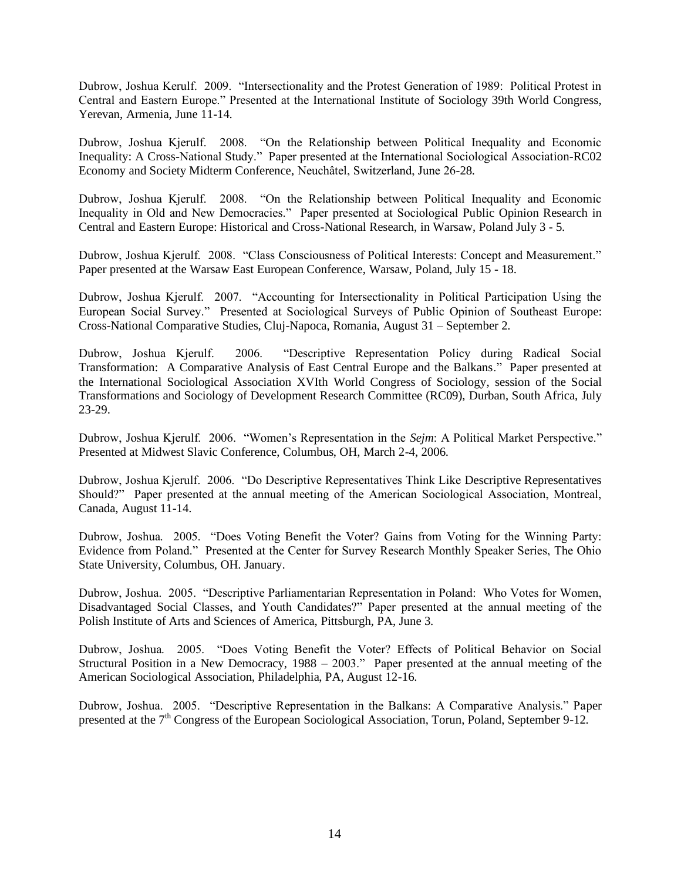Dubrow, Joshua Kerulf. 2009. "Intersectionality and the Protest Generation of 1989: Political Protest in Central and Eastern Europe." Presented at the International Institute of Sociology 39th World Congress, Yerevan, Armenia, June 11-14.

Dubrow, Joshua Kjerulf. 2008. "On the Relationship between Political Inequality and Economic Inequality: A Cross-National Study." Paper presented at the International Sociological Association-RC02 Economy and Society Midterm Conference, Neuchâtel, Switzerland, June 26-28.

Dubrow, Joshua Kjerulf. 2008. "On the Relationship between Political Inequality and Economic Inequality in Old and New Democracies." Paper presented at Sociological Public Opinion Research in Central and Eastern Europe: Historical and Cross-National Research, in Warsaw, Poland July 3 - 5.

Dubrow, Joshua Kjerulf. 2008. "Class Consciousness of Political Interests: Concept and Measurement." Paper presented at the Warsaw East European Conference, Warsaw, Poland, July 15 - 18.

Dubrow, Joshua Kjerulf. 2007. "Accounting for Intersectionality in Political Participation Using the European Social Survey." Presented at Sociological Surveys of Public Opinion of Southeast Europe: Cross-National Comparative Studies, Cluj-Napoca, Romania, August 31 – September 2.

Dubrow, Joshua Kjerulf. 2006. "Descriptive Representation Policy during Radical Social Transformation: A Comparative Analysis of East Central Europe and the Balkans." Paper presented at the International Sociological Association XVIth World Congress of Sociology, session of the Social Transformations and Sociology of Development Research Committee (RC09), Durban, South Africa, July 23-29.

Dubrow, Joshua Kjerulf. 2006. "Women's Representation in the *Sejm*: A Political Market Perspective." Presented at Midwest Slavic Conference, Columbus, OH, March 2-4, 2006.

Dubrow, Joshua Kjerulf. 2006. "Do Descriptive Representatives Think Like Descriptive Representatives Should?" Paper presented at the annual meeting of the American Sociological Association, Montreal, Canada, August 11-14.

Dubrow, Joshua. 2005. "Does Voting Benefit the Voter? Gains from Voting for the Winning Party: Evidence from Poland." Presented at the Center for Survey Research Monthly Speaker Series, The Ohio State University, Columbus, OH. January.

Dubrow, Joshua. 2005. "Descriptive Parliamentarian Representation in Poland: Who Votes for Women, Disadvantaged Social Classes, and Youth Candidates?" Paper presented at the annual meeting of the Polish Institute of Arts and Sciences of America, Pittsburgh, PA, June 3.

Dubrow, Joshua. 2005. "Does Voting Benefit the Voter? Effects of Political Behavior on Social Structural Position in a New Democracy, 1988 – 2003." Paper presented at the annual meeting of the American Sociological Association, Philadelphia, PA, August 12-16.

Dubrow, Joshua. 2005. "Descriptive Representation in the Balkans: A Comparative Analysis." Paper presented at the 7th Congress of the European Sociological Association, Torun, Poland, September 9-12.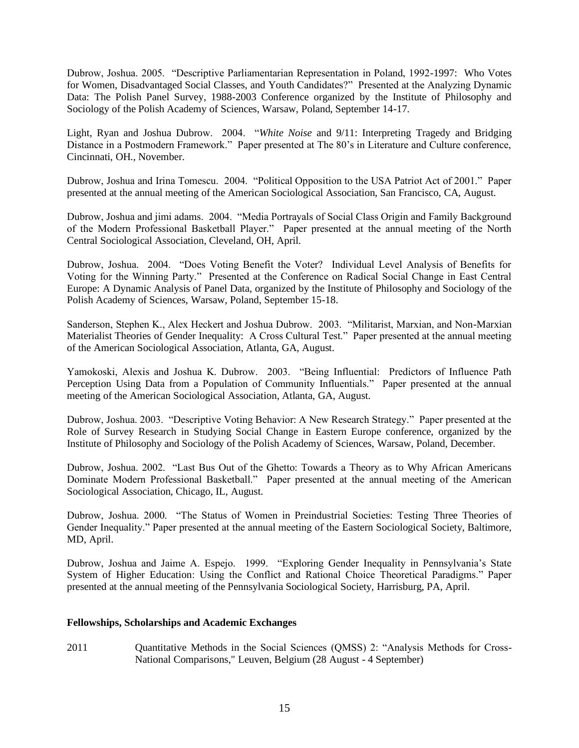Dubrow, Joshua. 2005. "Descriptive Parliamentarian Representation in Poland, 1992-1997: Who Votes for Women, Disadvantaged Social Classes, and Youth Candidates?" Presented at the Analyzing Dynamic Data: The Polish Panel Survey, 1988-2003 Conference organized by the Institute of Philosophy and Sociology of the Polish Academy of Sciences, Warsaw, Poland, September 14-17.

Light, Ryan and Joshua Dubrow. 2004. "*White Noise* and 9/11: Interpreting Tragedy and Bridging Distance in a Postmodern Framework." Paper presented at The 80's in Literature and Culture conference, Cincinnati, OH., November.

Dubrow, Joshua and Irina Tomescu. 2004. "Political Opposition to the USA Patriot Act of 2001." Paper presented at the annual meeting of the American Sociological Association, San Francisco, CA, August.

Dubrow, Joshua and jimi adams. 2004. "Media Portrayals of Social Class Origin and Family Background of the Modern Professional Basketball Player." Paper presented at the annual meeting of the North Central Sociological Association, Cleveland, OH, April.

Dubrow, Joshua. 2004. "Does Voting Benefit the Voter? Individual Level Analysis of Benefits for Voting for the Winning Party." Presented at the Conference on Radical Social Change in East Central Europe: A Dynamic Analysis of Panel Data, organized by the Institute of Philosophy and Sociology of the Polish Academy of Sciences, Warsaw, Poland, September 15-18.

Sanderson, Stephen K., Alex Heckert and Joshua Dubrow. 2003. "Militarist, Marxian, and Non-Marxian Materialist Theories of Gender Inequality: A Cross Cultural Test." Paper presented at the annual meeting of the American Sociological Association, Atlanta, GA, August.

Yamokoski, Alexis and Joshua K. Dubrow. 2003. "Being Influential: Predictors of Influence Path Perception Using Data from a Population of Community Influentials." Paper presented at the annual meeting of the American Sociological Association, Atlanta, GA, August.

Dubrow, Joshua. 2003. "Descriptive Voting Behavior: A New Research Strategy." Paper presented at the Role of Survey Research in Studying Social Change in Eastern Europe conference, organized by the Institute of Philosophy and Sociology of the Polish Academy of Sciences, Warsaw, Poland, December.

Dubrow, Joshua. 2002. "Last Bus Out of the Ghetto: Towards a Theory as to Why African Americans Dominate Modern Professional Basketball." Paper presented at the annual meeting of the American Sociological Association, Chicago, IL, August.

Dubrow, Joshua. 2000. "The Status of Women in Preindustrial Societies: Testing Three Theories of Gender Inequality." Paper presented at the annual meeting of the Eastern Sociological Society, Baltimore, MD, April.

Dubrow, Joshua and Jaime A. Espejo. 1999. "Exploring Gender Inequality in Pennsylvania's State System of Higher Education: Using the Conflict and Rational Choice Theoretical Paradigms." Paper presented at the annual meeting of the Pennsylvania Sociological Society, Harrisburg, PA, April.

**Fellowships, Scholarships and Academic Exchanges**

2011 Quantitative Methods in the Social Sciences (QMSS) 2: "Analysis Methods for Cross-National Comparisons," Leuven, Belgium (28 August - 4 September)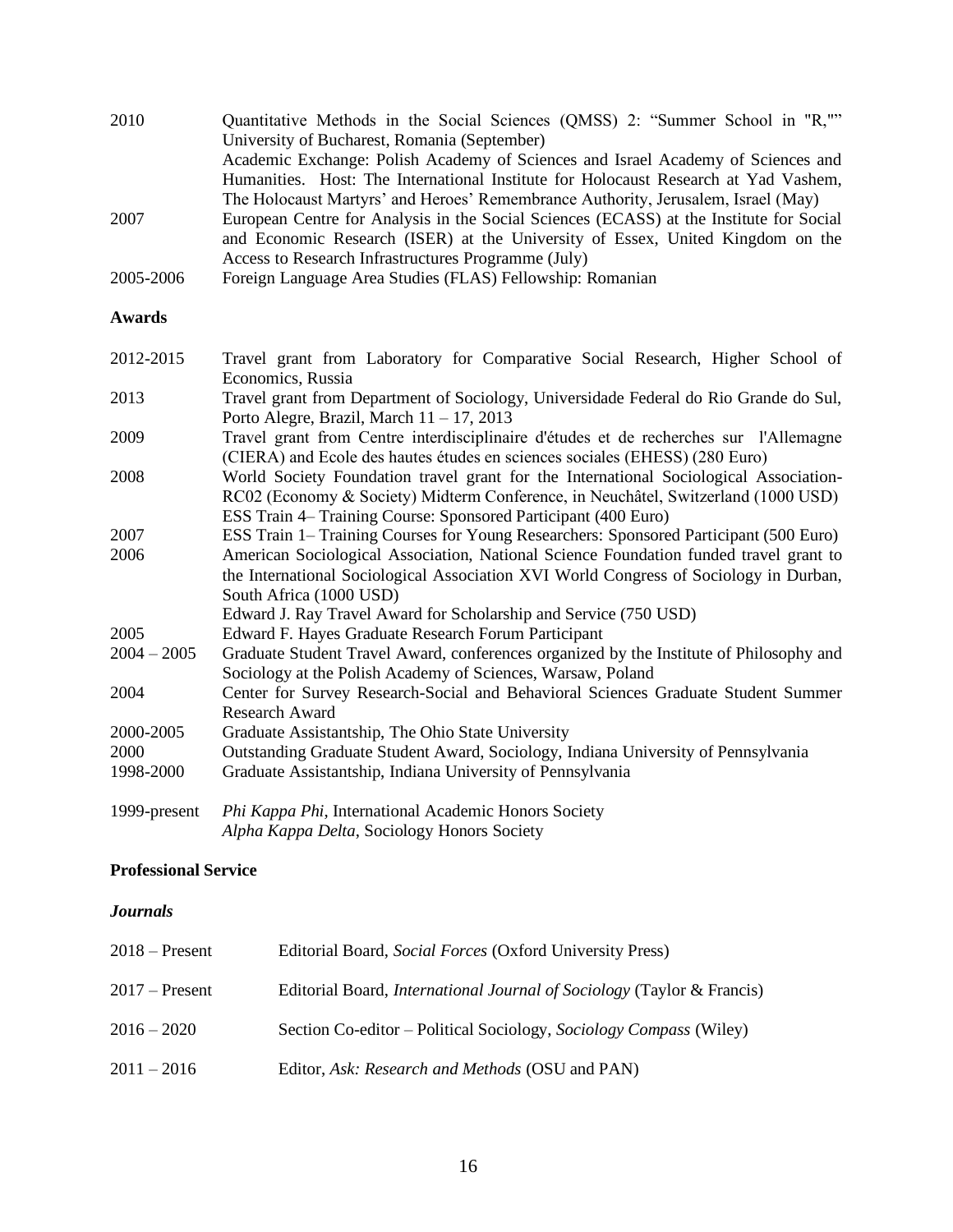| | |
|---|---|
| 2010 | Quantitative Methods in the Social Sciences (QMSS) 2: "Summer School in "R,"" University of Bucharest, Romania (September) |
| | Academic Exchange: Polish Academy of Sciences and Israel Academy of Sciences and Humanities. Host: The International Institute for Holocaust Research at Yad Vashem, The Holocaust Martyrs' and Heroes' Remembrance Authority, Jerusalem, Israel (May) |
| 2007 | European Centre for Analysis in the Social Sciences (ECASS) at the Institute for Social and Economic Research (ISER) at the University of Essex, United Kingdom on the Access to Research Infrastructures Programme (July) |
| 2005-2006 | Foreign Language Area Studies (FLAS) Fellowship: Romanian |

**Awards**

| | |
|---|---|
| 2012-2015 | Travel grant from Laboratory for Comparative Social Research, Higher School of Economics, Russia |
| 2013 | Travel grant from Department of Sociology, Universidade Federal do Rio Grande do Sul, Porto Alegre, Brazil, March 11 – 17, 2013 |
| 2009 | Travel grant from Centre interdisciplinaire d'études et de recherches sur l'Allemagne (CIERA) and Ecole des hautes études en sciences sociales (EHESS) (280 Euro) |
| 2008 | World Society Foundation travel grant for the International Sociological Association-RC02 (Economy & Society) Midterm Conference, in Neuchâtel, Switzerland (1000 USD) |
| | ESS Train 4– Training Course: Sponsored Participant (400 Euro) |
| 2007 | ESS Train 1– Training Courses for Young Researchers: Sponsored Participant (500 Euro) |
| 2006 | American Sociological Association, National Science Foundation funded travel grant to the International Sociological Association XVI World Congress of Sociology in Durban, South Africa (1000 USD) |
| | Edward J. Ray Travel Award for Scholarship and Service (750 USD) |
| 2005 | Edward F. Hayes Graduate Research Forum Participant |
| 2004 – 2005 | Graduate Student Travel Award, conferences organized by the Institute of Philosophy and Sociology at the Polish Academy of Sciences, Warsaw, Poland |
| 2004 | Center for Survey Research-Social and Behavioral Sciences Graduate Student Summer Research Award |
| 2000-2005 | Graduate Assistantship, The Ohio State University |
| 2000 | Outstanding Graduate Student Award, Sociology, Indiana University of Pennsylvania |
| 1998-2000 | Graduate Assistantship, Indiana University of Pennsylvania |
| 1999-present | *Phi Kappa Phi*, International Academic Honors Society |
| | *Alpha Kappa Delta*, Sociology Honors Society |

**Professional Service**

***Journals***

| | |
|---|---|
| 2018 – Present | Editorial Board, *Social Forces* (Oxford University Press) |
| 2017 – Present | Editorial Board, *International Journal of Sociology* (Taylor & Francis) |
| 2016 – 2020 | Section Co-editor – Political Sociology, *Sociology Compass* (Wiley) |
| 2011 – 2016 | Editor, *Ask: Research and Methods* (OSU and PAN) |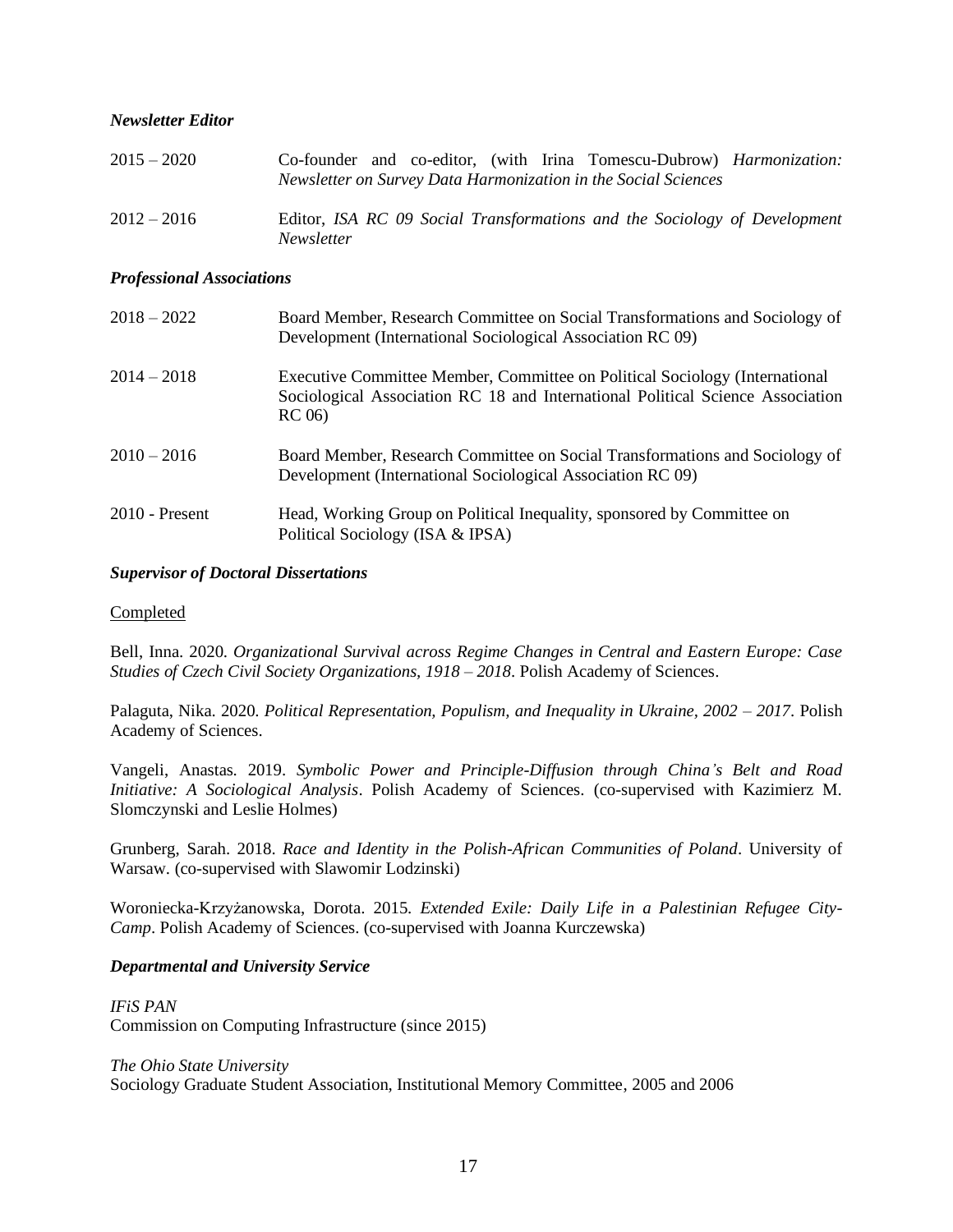***Newsletter Editor***

2015 – 2020 Co-founder and co-editor, (with Irina Tomescu-Dubrow) *Harmonization: Newsletter on Survey Data Harmonization in the Social Sciences*

2012 – 2016 Editor, *ISA RC 09 Social Transformations and the Sociology of Development Newsletter*

***Professional Associations***

2018 – 2022 Board Member, Research Committee on Social Transformations and Sociology of Development (International Sociological Association RC 09)

2014 – 2018 Executive Committee Member, Committee on Political Sociology (International Sociological Association RC 18 and International Political Science Association RC 06)

2010 – 2016 Board Member, Research Committee on Social Transformations and Sociology of Development (International Sociological Association RC 09)

2010 - Present Head, Working Group on Political Inequality, sponsored by Committee on Political Sociology (ISA & IPSA)

***Supervisor of Doctoral Dissertations***

<u>Completed</u>

Bell, Inna. 2020. *Organizational Survival across Regime Changes in Central and Eastern Europe: Case Studies of Czech Civil Society Organizations, 1918 – 2018*. Polish Academy of Sciences.

Palaguta, Nika. 2020. *Political Representation, Populism, and Inequality in Ukraine, 2002 – 2017*. Polish Academy of Sciences.

Vangeli, Anastas. 2019. *Symbolic Power and Principle-Diffusion through China's Belt and Road Initiative: A Sociological Analysis*. Polish Academy of Sciences. (co-supervised with Kazimierz M. Slomczynski and Leslie Holmes)

Grunberg, Sarah. 2018. *Race and Identity in the Polish-African Communities of Poland*. University of Warsaw. (co-supervised with Slawomir Lodzinski)

Woroniecka-Krzyżanowska, Dorota. 2015. *Extended Exile: Daily Life in a Palestinian Refugee City-Camp*. Polish Academy of Sciences. (co-supervised with Joanna Kurczewska)

***Departmental and University Service***

*IFiS PAN*
Commission on Computing Infrastructure (since 2015)

*The Ohio State University*
Sociology Graduate Student Association, Institutional Memory Committee, 2005 and 2006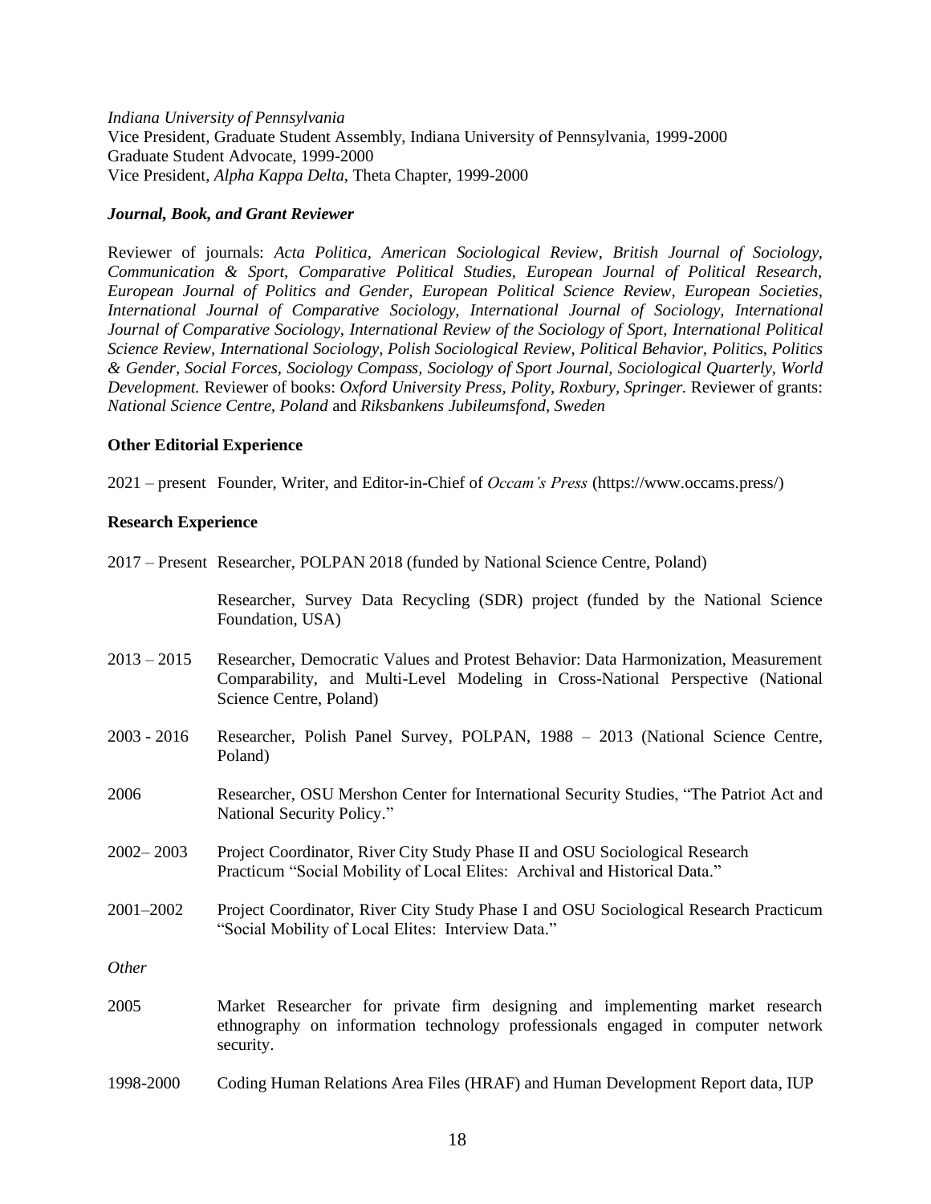*Indiana University of Pennsylvania*
Vice President, Graduate Student Assembly, Indiana University of Pennsylvania, 1999-2000
Graduate Student Advocate, 1999-2000
Vice President, *Alpha Kappa Delta*, Theta Chapter, 1999-2000

***Journal, Book, and Grant Reviewer***

Reviewer of journals: *Acta Politica*, *American Sociological Review*, *British Journal of Sociology, Communication & Sport, Comparative Political Studies, European Journal of Political Research, European Journal of Politics and Gender, European Political Science Review, European Societies, International Journal of Comparative Sociology, International Journal of Sociology, International Journal of Comparative Sociology, International Review of the Sociology of Sport, International Political Science Review, International Sociology, Polish Sociological Review, Political Behavior, Politics, Politics & Gender, Social Forces, Sociology Compass, Sociology of Sport Journal, Sociological Quarterly, World Development.* Reviewer of books: *Oxford University Press, Polity, Roxbury, Springer.* Reviewer of grants: *National Science Centre, Poland* and *Riksbankens Jubileumsfond, Sweden*

**Other Editorial Experience**

2021 – present Founder, Writer, and Editor-in-Chief of *Occam's Press* (https://www.occams.press/)

**Research Experience**

2017 – Present Researcher, POLPAN 2018 (funded by National Science Centre, Poland)

Researcher, Survey Data Recycling (SDR) project (funded by the National Science Foundation, USA)

2013 – 2015 Researcher, Democratic Values and Protest Behavior: Data Harmonization, Measurement Comparability, and Multi-Level Modeling in Cross-National Perspective (National Science Centre, Poland)

2003 - 2016 Researcher, Polish Panel Survey, POLPAN, 1988 – 2013 (National Science Centre, Poland)

2006 Researcher, OSU Mershon Center for International Security Studies, "The Patriot Act and National Security Policy."

2002– 2003 Project Coordinator, River City Study Phase II and OSU Sociological Research Practicum "Social Mobility of Local Elites: Archival and Historical Data."

2001–2002 Project Coordinator, River City Study Phase I and OSU Sociological Research Practicum "Social Mobility of Local Elites: Interview Data."

*Other*

2005 Market Researcher for private firm designing and implementing market research ethnography on information technology professionals engaged in computer network security.

1998-2000 Coding Human Relations Area Files (HRAF) and Human Development Report data, IUP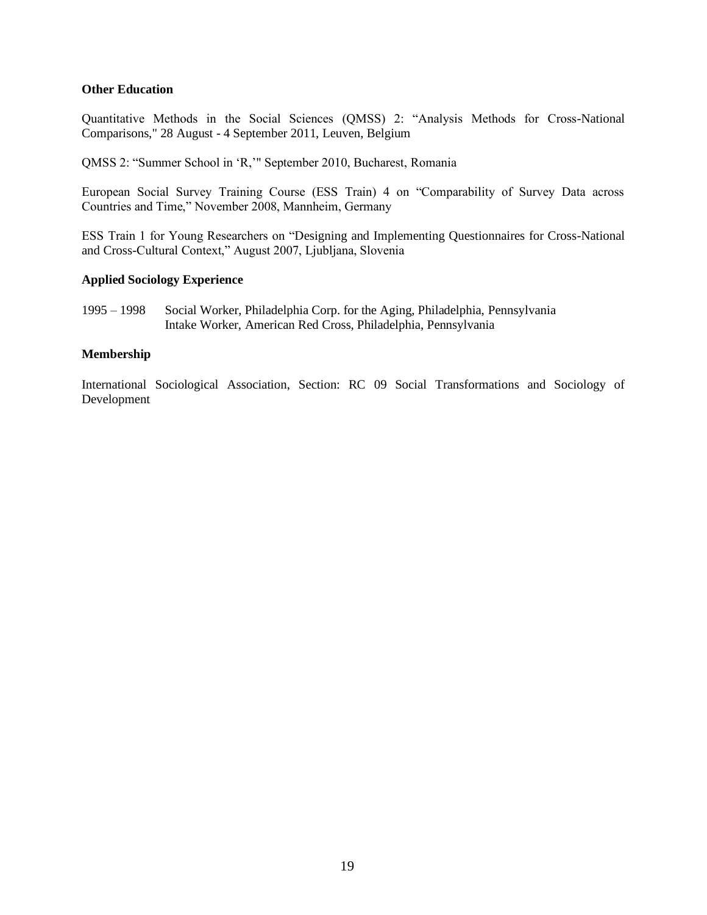**Other Education**

Quantitative Methods in the Social Sciences (QMSS) 2: "Analysis Methods for Cross-National Comparisons," 28 August - 4 September 2011, Leuven, Belgium

QMSS 2: "Summer School in 'R,'" September 2010, Bucharest, Romania

European Social Survey Training Course (ESS Train) 4 on "Comparability of Survey Data across Countries and Time," November 2008, Mannheim, Germany

ESS Train 1 for Young Researchers on "Designing and Implementing Questionnaires for Cross-National and Cross-Cultural Context," August 2007, Ljubljana, Slovenia

**Applied Sociology Experience**

1995 – 1998 Social Worker, Philadelphia Corp. for the Aging, Philadelphia, Pennsylvania
Intake Worker, American Red Cross, Philadelphia, Pennsylvania

**Membership**

International Sociological Association, Section: RC 09 Social Transformations and Sociology of Development